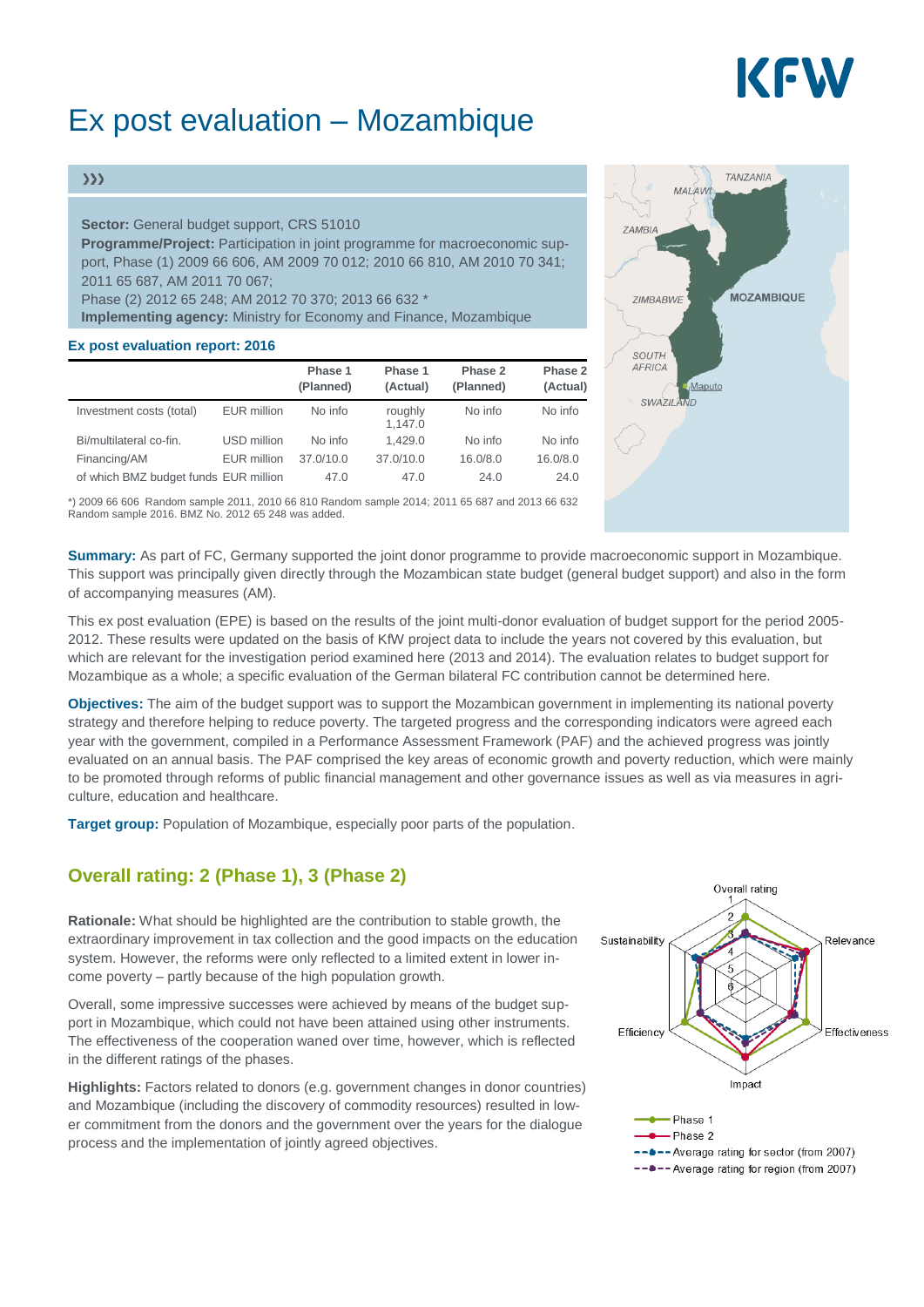# Ex post evaluation – Mozambique

**Sector:** General budget support, CRS 51010
**Programme/Project:** Participation in joint programme for macroeconomic support, Phase (1) 2009 66 606, AM 2009 70 012; 2010 66 810, AM 2010 70 341; 2011 65 687, AM 2011 70 067;
Phase (2) 2012 65 248; AM 2012 70 370; 2013 66 632 *
**Implementing agency:** Ministry for Economy and Finance, Mozambique

**Ex post evaluation report: 2016**

| | | Phase 1 (Planned) | Phase 1 (Actual) | Phase 2 (Planned) | Phase 2 (Actual) |
|---|---|---|---|---|---|
| Investment costs (total) | EUR million | No info | roughly 1,147.0 | No info | No info |
| Bi/multilateral co-fin. | USD million | No info | 1,429.0 | No info | No info |
| Financing/AM | EUR million | 37.0/10.0 | 37.0/10.0 | 16.0/8.0 | 16.0/8.0 |
| of which BMZ budget funds | EUR million | 47.0 | 47.0 | 24.0 | 24.0 |

*) 2009 66 606 Random sample 2011, 2010 66 810 Random sample 2014; 2011 65 687 and 2013 66 632 Random sample 2016. BMZ No. 2012 65 248 was added.

**Summary:** As part of FC, Germany supported the joint donor programme to provide macroeconomic support in Mozambique. This support was principally given directly through the Mozambican state budget (general budget support) and also in the form of accompanying measures (AM).

This ex post evaluation (EPE) is based on the results of the joint multi-donor evaluation of budget support for the period 2005-2012. These results were updated on the basis of KfW project data to include the years not covered by this evaluation, but which are relevant for the investigation period examined here (2013 and 2014). The evaluation relates to budget support for Mozambique as a whole; a specific evaluation of the German bilateral FC contribution cannot be determined here.

**Objectives:** The aim of the budget support was to support the Mozambican government in implementing its national poverty strategy and therefore helping to reduce poverty. The targeted progress and the corresponding indicators were agreed each year with the government, compiled in a Performance Assessment Framework (PAF) and the achieved progress was jointly evaluated on an annual basis. The PAF comprised the key areas of economic growth and poverty reduction, which were mainly to be promoted through reforms of public financial management and other governance issues as well as via measures in agriculture, education and healthcare.

**Target group:** Population of Mozambique, especially poor parts of the population.

## Overall rating: 2 (Phase 1), 3 (Phase 2)

**Rationale:** What should be highlighted are the contribution to stable growth, the extraordinary improvement in tax collection and the good impacts on the education system. However, the reforms were only reflected to a limited extent in lower income poverty – partly because of the high population growth.

Overall, some impressive successes were achieved by means of the budget support in Mozambique, which could not have been attained using other instruments. The effectiveness of the cooperation waned over time, however, which is reflected in the different ratings of the phases.

**Highlights:** Factors related to donors (e.g. government changes in donor countries) and Mozambique (including the discovery of commodity resources) resulted in lower commitment from the donors and the government over the years for the dialogue process and the implementation of jointly agreed objectives.

Overall rating, Relevance, Effectiveness, Impact, Efficiency, Sustainability

- Phase 1
- Phase 2
- Average rating for sector (from 2007)
- Average rating for region (from 2007)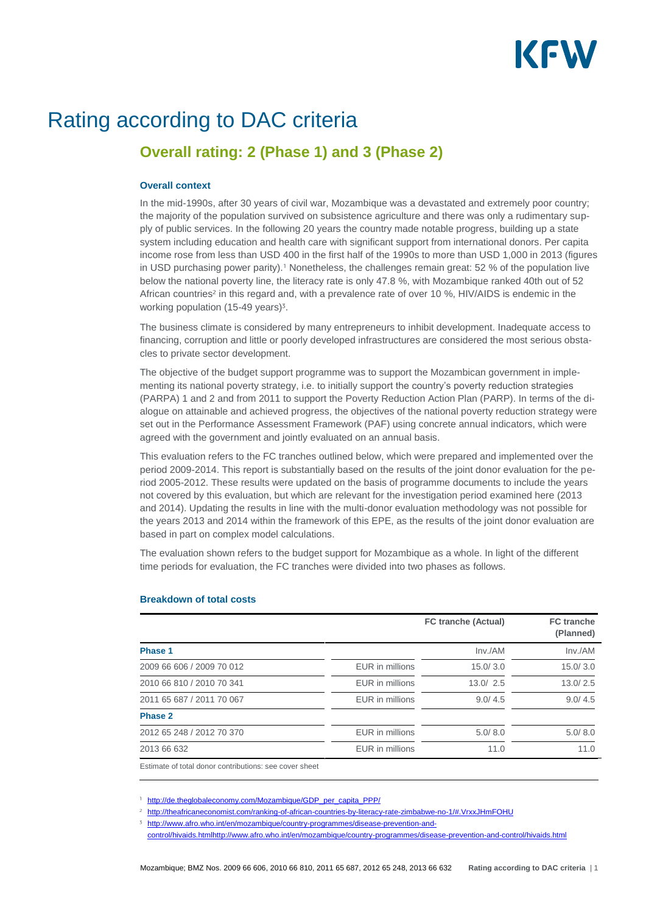# Rating according to DAC criteria

## Overall rating: 2 (Phase 1) and 3 (Phase 2)

### Overall context

In the mid-1990s, after 30 years of civil war, Mozambique was a devastated and extremely poor country; the majority of the population survived on subsistence agriculture and there was only a rudimentary supply of public services. In the following 20 years the country made notable progress, building up a state system including education and health care with significant support from international donors. Per capita income rose from less than USD 400 in the first half of the 1990s to more than USD 1,000 in 2013 (figures in USD purchasing power parity).[1] Nonetheless, the challenges remain great: 52 % of the population live below the national poverty line, the literacy rate is only 47.8 %, with Mozambique ranked 40th out of 52 African countries[2] in this regard and, with a prevalence rate of over 10 %, HIV/AIDS is endemic in the working population (15-49 years)[3].

The business climate is considered by many entrepreneurs to inhibit development. Inadequate access to financing, corruption and little or poorly developed infrastructures are considered the most serious obstacles to private sector development.

The objective of the budget support programme was to support the Mozambican government in implementing its national poverty strategy, i.e. to initially support the country's poverty reduction strategies (PARPA) 1 and 2 and from 2011 to support the Poverty Reduction Action Plan (PARP). In terms of the dialogue on attainable and achieved progress, the objectives of the national poverty reduction strategy were set out in the Performance Assessment Framework (PAF) using concrete annual indicators, which were agreed with the government and jointly evaluated on an annual basis.

This evaluation refers to the FC tranches outlined below, which were prepared and implemented over the period 2009-2014. This report is substantially based on the results of the joint donor evaluation for the period 2005-2012. These results were updated on the basis of programme documents to include the years not covered by this evaluation, but which are relevant for the investigation period examined here (2013 and 2014). Updating the results in line with the multi-donor evaluation methodology was not possible for the years 2013 and 2014 within the framework of this EPE, as the results of the joint donor evaluation are based in part on complex model calculations.

The evaluation shown refers to the budget support for Mozambique as a whole. In light of the different time periods for evaluation, the FC tranches were divided into two phases as follows.

### Breakdown of total costs

| | | FC tranche (Actual) | FC tranche (Planned) |
|---|---|---|---|
| **Phase 1** | | Inv./AM | Inv./AM |
| 2009 66 606 / 2009 70 012 | EUR in millions | 15.0/ 3.0 | 15.0/ 3.0 |
| 2010 66 810 / 2010 70 341 | EUR in millions | 13.0/ 2.5 | 13.0/ 2.5 |
| 2011 65 687 / 2011 70 067 | EUR in millions | 9.0/ 4.5 | 9.0/ 4.5 |
| **Phase 2** | | | |
| 2012 65 248 / 2012 70 370 | EUR in millions | 5.0/ 8.0 | 5.0/ 8.0 |
| 2013 66 632 | EUR in millions | 11.0 | 11.0 |

Estimate of total donor contributions: see cover sheet

[1] http://de.theglobaleconomy.com/Mozambique/GDP_per_capita_PPP/

[2] http://theafricaneconomist.com/ranking-of-african-countries-by-literacy-rate-zimbabwe-no-1/#.VrxxJHmFOHU

[3] http://www.afro.who.int/en/mozambique/country-programmes/disease-prevention-and-control/hivaids.htmlhttp://www.afro.who.int/en/mozambique/country-programmes/disease-prevention-and-control/hivaids.html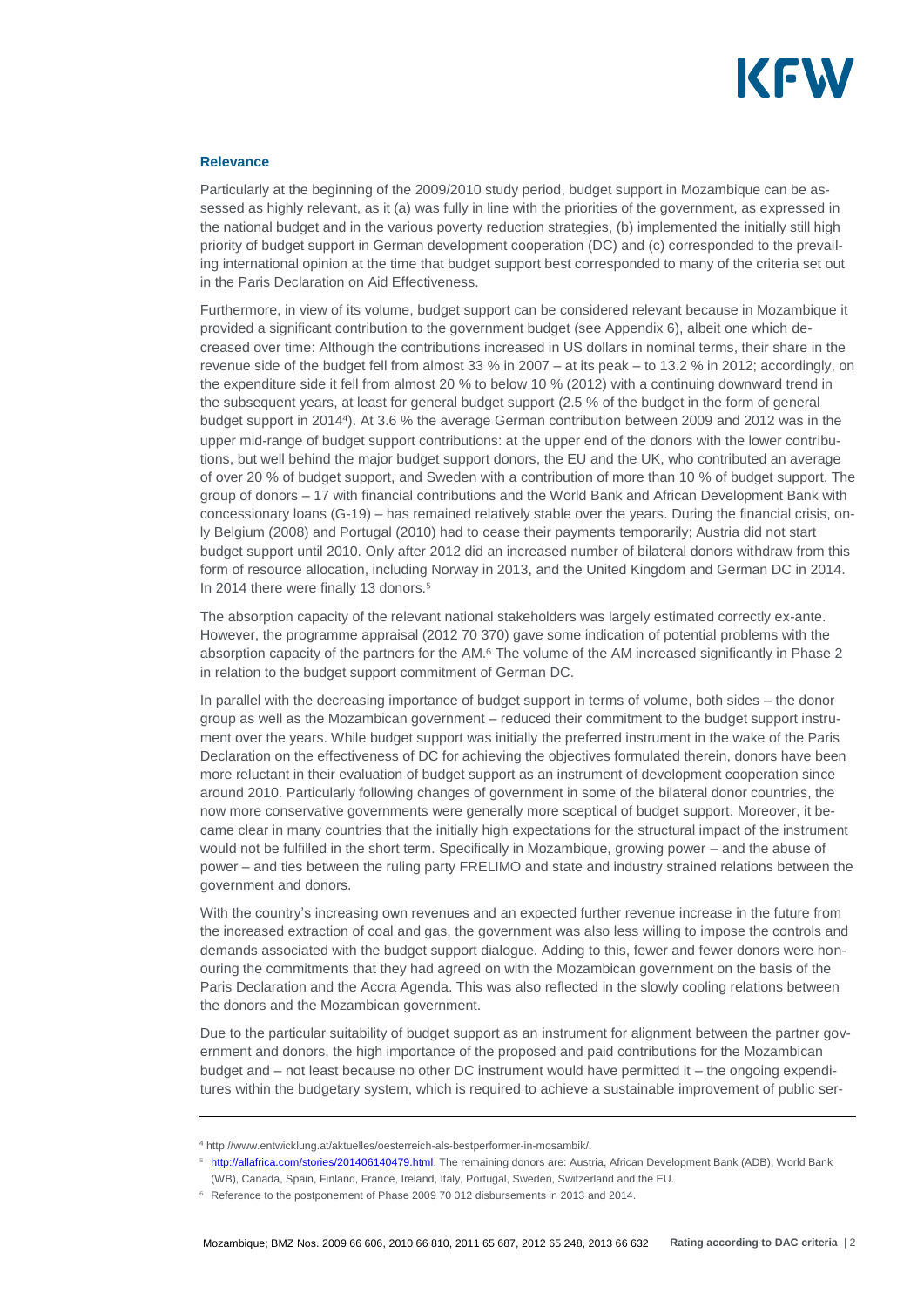### Relevance

Particularly at the beginning of the 2009/2010 study period, budget support in Mozambique can be assessed as highly relevant, as it (a) was fully in line with the priorities of the government, as expressed in the national budget and in the various poverty reduction strategies, (b) implemented the initially still high priority of budget support in German development cooperation (DC) and (c) corresponded to the prevailing international opinion at the time that budget support best corresponded to many of the criteria set out in the Paris Declaration on Aid Effectiveness.

Furthermore, in view of its volume, budget support can be considered relevant because in Mozambique it provided a significant contribution to the government budget (see Appendix 6), albeit one which decreased over time: Although the contributions increased in US dollars in nominal terms, their share in the revenue side of the budget fell from almost 33 % in 2007 – at its peak – to 13.2 % in 2012; accordingly, on the expenditure side it fell from almost 20 % to below 10 % (2012) with a continuing downward trend in the subsequent years, at least for general budget support (2.5 % of the budget in the form of general budget support in 2014[4]). At 3.6 % the average German contribution between 2009 and 2012 was in the upper mid-range of budget support contributions: at the upper end of the donors with the lower contributions, but well behind the major budget support donors, the EU and the UK, who contributed an average of over 20 % of budget support, and Sweden with a contribution of more than 10 % of budget support. The group of donors – 17 with financial contributions and the World Bank and African Development Bank with concessionary loans (G-19) – has remained relatively stable over the years. During the financial crisis, only Belgium (2008) and Portugal (2010) had to cease their payments temporarily; Austria did not start budget support until 2010. Only after 2012 did an increased number of bilateral donors withdraw from this form of resource allocation, including Norway in 2013, and the United Kingdom and German DC in 2014. In 2014 there were finally 13 donors.[5]

The absorption capacity of the relevant national stakeholders was largely estimated correctly ex-ante. However, the programme appraisal (2012 70 370) gave some indication of potential problems with the absorption capacity of the partners for the AM.[6] The volume of the AM increased significantly in Phase 2 in relation to the budget support commitment of German DC.

In parallel with the decreasing importance of budget support in terms of volume, both sides – the donor group as well as the Mozambican government – reduced their commitment to the budget support instrument over the years. While budget support was initially the preferred instrument in the wake of the Paris Declaration on the effectiveness of DC for achieving the objectives formulated therein, donors have been more reluctant in their evaluation of budget support as an instrument of development cooperation since around 2010. Particularly following changes of government in some of the bilateral donor countries, the now more conservative governments were generally more sceptical of budget support. Moreover, it became clear in many countries that the initially high expectations for the structural impact of the instrument would not be fulfilled in the short term. Specifically in Mozambique, growing power – and the abuse of power – and ties between the ruling party FRELIMO and state and industry strained relations between the government and donors.

With the country's increasing own revenues and an expected further revenue increase in the future from the increased extraction of coal and gas, the government was also less willing to impose the controls and demands associated with the budget support dialogue. Adding to this, fewer and fewer donors were honouring the commitments that they had agreed on with the Mozambican government on the basis of the Paris Declaration and the Accra Agenda. This was also reflected in the slowly cooling relations between the donors and the Mozambican government.

Due to the particular suitability of budget support as an instrument for alignment between the partner government and donors, the high importance of the proposed and paid contributions for the Mozambican budget and – not least because no other DC instrument would have permitted it – the ongoing expenditures within the budgetary system, which is required to achieve a sustainable improvement of public ser-

---

[4] http://www.entwicklung.at/aktuelles/oesterreich-als-bestperformer-in-mosambik/.

[5] http://allafrica.com/stories/201406140479.html. The remaining donors are: Austria, African Development Bank (ADB), World Bank (WB), Canada, Spain, Finland, France, Ireland, Italy, Portugal, Sweden, Switzerland and the EU.

[6] Reference to the postponement of Phase 2009 70 012 disbursements in 2013 and 2014.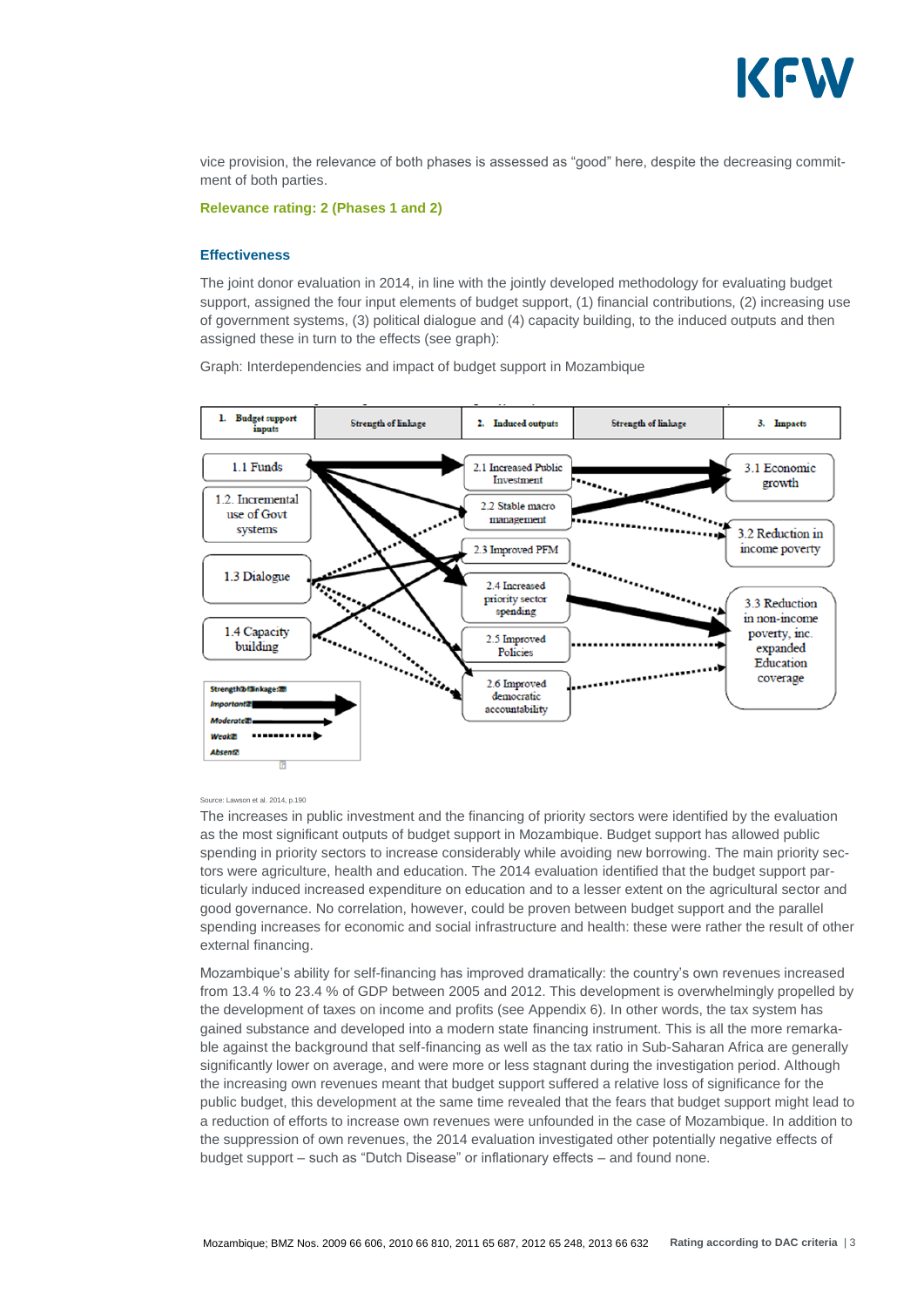vice provision, the relevance of both phases is assessed as "good" here, despite the decreasing commitment of both parties.

**Relevance rating: 2 (Phases 1 and 2)**

### Effectiveness

The joint donor evaluation in 2014, in line with the jointly developed methodology for evaluating budget support, assigned the four input elements of budget support, (1) financial contributions, (2) increasing use of government systems, (3) political dialogue and (4) capacity building, to the induced outputs and then assigned these in turn to the effects (see graph):

Graph: Interdependencies and impact of budget support in Mozambique

Source: Lawson et al. 2014, p.190

The increases in public investment and the financing of priority sectors were identified by the evaluation as the most significant outputs of budget support in Mozambique. Budget support has allowed public spending in priority sectors to increase considerably while avoiding new borrowing. The main priority sectors were agriculture, health and education. The 2014 evaluation identified that the budget support particularly induced increased expenditure on education and to a lesser extent on the agricultural sector and good governance. No correlation, however, could be proven between budget support and the parallel spending increases for economic and social infrastructure and health: these were rather the result of other external financing.

Mozambique's ability for self-financing has improved dramatically: the country's own revenues increased from 13.4 % to 23.4 % of GDP between 2005 and 2012. This development is overwhelmingly propelled by the development of taxes on income and profits (see Appendix 6). In other words, the tax system has gained substance and developed into a modern state financing instrument. This is all the more remarkable against the background that self-financing as well as the tax ratio in Sub-Saharan Africa are generally significantly lower on average, and were more or less stagnant during the investigation period. Although the increasing own revenues meant that budget support suffered a relative loss of significance for the public budget, this development at the same time revealed that the fears that budget support might lead to a reduction of efforts to increase own revenues were unfounded in the case of Mozambique. In addition to the suppression of own revenues, the 2014 evaluation investigated other potentially negative effects of budget support – such as "Dutch Disease" or inflationary effects – and found none.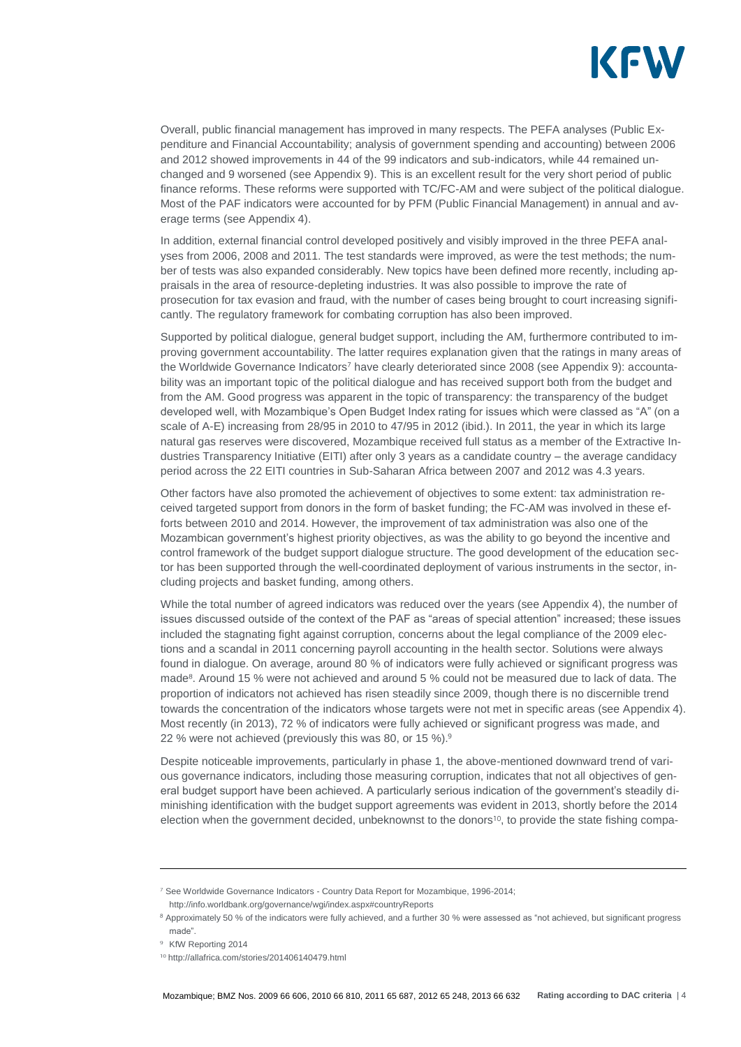Overall, public financial management has improved in many respects. The PEFA analyses (Public Expenditure and Financial Accountability; analysis of government spending and accounting) between 2006 and 2012 showed improvements in 44 of the 99 indicators and sub-indicators, while 44 remained unchanged and 9 worsened (see Appendix 9). This is an excellent result for the very short period of public finance reforms. These reforms were supported with TC/FC-AM and were subject of the political dialogue. Most of the PAF indicators were accounted for by PFM (Public Financial Management) in annual and average terms (see Appendix 4).

In addition, external financial control developed positively and visibly improved in the three PEFA analyses from 2006, 2008 and 2011. The test standards were improved, as were the test methods; the number of tests was also expanded considerably. New topics have been defined more recently, including appraisals in the area of resource-depleting industries. It was also possible to improve the rate of prosecution for tax evasion and fraud, with the number of cases being brought to court increasing significantly. The regulatory framework for combating corruption has also been improved.

Supported by political dialogue, general budget support, including the AM, furthermore contributed to improving government accountability. The latter requires explanation given that the ratings in many areas of the Worldwide Governance Indicators[7] have clearly deteriorated since 2008 (see Appendix 9): accountability was an important topic of the political dialogue and has received support both from the budget and from the AM. Good progress was apparent in the topic of transparency: the transparency of the budget developed well, with Mozambique's Open Budget Index rating for issues which were classed as "A" (on a scale of A-E) increasing from 28/95 in 2010 to 47/95 in 2012 (ibid.). In 2011, the year in which its large natural gas reserves were discovered, Mozambique received full status as a member of the Extractive Industries Transparency Initiative (EITI) after only 3 years as a candidate country – the average candidacy period across the 22 EITI countries in Sub-Saharan Africa between 2007 and 2012 was 4.3 years.

Other factors have also promoted the achievement of objectives to some extent: tax administration received targeted support from donors in the form of basket funding; the FC-AM was involved in these efforts between 2010 and 2014. However, the improvement of tax administration was also one of the Mozambican government's highest priority objectives, as was the ability to go beyond the incentive and control framework of the budget support dialogue structure. The good development of the education sector has been supported through the well-coordinated deployment of various instruments in the sector, including projects and basket funding, among others.

While the total number of agreed indicators was reduced over the years (see Appendix 4), the number of issues discussed outside of the context of the PAF as "areas of special attention" increased; these issues included the stagnating fight against corruption, concerns about the legal compliance of the 2009 elections and a scandal in 2011 concerning payroll accounting in the health sector. Solutions were always found in dialogue. On average, around 80 % of indicators were fully achieved or significant progress was made[8]. Around 15 % were not achieved and around 5 % could not be measured due to lack of data. The proportion of indicators not achieved has risen steadily since 2009, though there is no discernible trend towards the concentration of the indicators whose targets were not met in specific areas (see Appendix 4). Most recently (in 2013), 72 % of indicators were fully achieved or significant progress was made, and 22 % were not achieved (previously this was 80, or 15 %).[9]

Despite noticeable improvements, particularly in phase 1, the above-mentioned downward trend of various governance indicators, including those measuring corruption, indicates that not all objectives of general budget support have been achieved. A particularly serious indication of the government's steadily diminishing identification with the budget support agreements was evident in 2013, shortly before the 2014 election when the government decided, unbeknownst to the donors[10], to provide the state fishing compa-

---

[7] See Worldwide Governance Indicators - Country Data Report for Mozambique, 1996-2014; http://info.worldbank.org/governance/wgi/index.aspx#countryReports

[8] Approximately 50 % of the indicators were fully achieved, and a further 30 % were assessed as "not achieved, but significant progress made".

[9] KfW Reporting 2014

[10] http://allafrica.com/stories/201406140479.html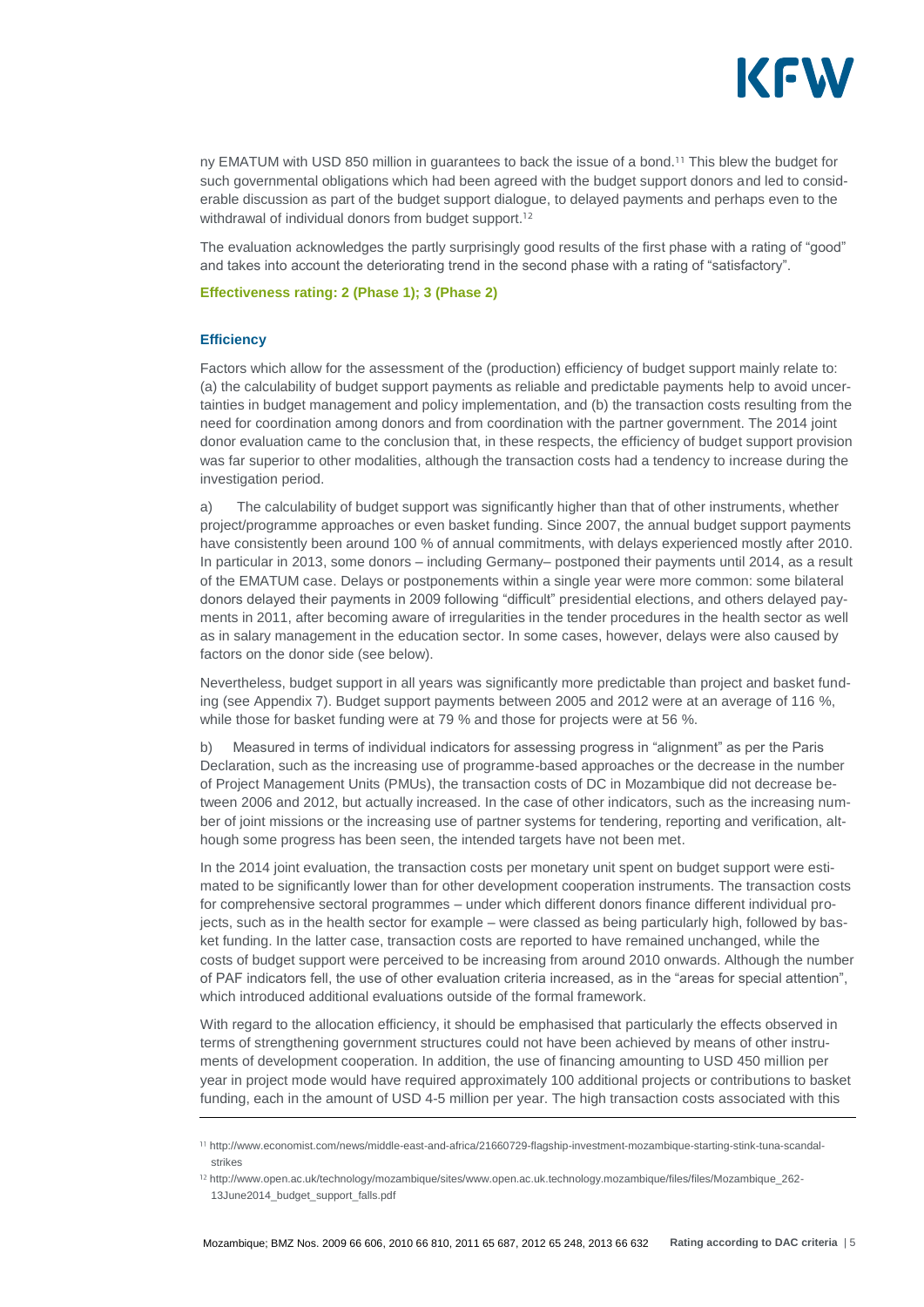ny EMATUM with USD 850 million in guarantees to back the issue of a bond.[11] This blew the budget for such governmental obligations which had been agreed with the budget support donors and led to considerable discussion as part of the budget support dialogue, to delayed payments and perhaps even to the withdrawal of individual donors from budget support.[12]

The evaluation acknowledges the partly surprisingly good results of the first phase with a rating of "good" and takes into account the deteriorating trend in the second phase with a rating of "satisfactory".

**Effectiveness rating: 2 (Phase 1); 3 (Phase 2)**

### Efficiency

Factors which allow for the assessment of the (production) efficiency of budget support mainly relate to: (a) the calculability of budget support payments as reliable and predictable payments help to avoid uncertainties in budget management and policy implementation, and (b) the transaction costs resulting from the need for coordination among donors and from coordination with the partner government. The 2014 joint donor evaluation came to the conclusion that, in these respects, the efficiency of budget support provision was far superior to other modalities, although the transaction costs had a tendency to increase during the investigation period.

a) The calculability of budget support was significantly higher than that of other instruments, whether project/programme approaches or even basket funding. Since 2007, the annual budget support payments have consistently been around 100 % of annual commitments, with delays experienced mostly after 2010. In particular in 2013, some donors – including Germany– postponed their payments until 2014, as a result of the EMATUM case. Delays or postponements within a single year were more common: some bilateral donors delayed their payments in 2009 following "difficult" presidential elections, and others delayed payments in 2011, after becoming aware of irregularities in the tender procedures in the health sector as well as in salary management in the education sector. In some cases, however, delays were also caused by factors on the donor side (see below).

Nevertheless, budget support in all years was significantly more predictable than project and basket funding (see Appendix 7). Budget support payments between 2005 and 2012 were at an average of 116 %, while those for basket funding were at 79 % and those for projects were at 56 %.

b) Measured in terms of individual indicators for assessing progress in "alignment" as per the Paris Declaration, such as the increasing use of programme-based approaches or the decrease in the number of Project Management Units (PMUs), the transaction costs of DC in Mozambique did not decrease between 2006 and 2012, but actually increased. In the case of other indicators, such as the increasing number of joint missions or the increasing use of partner systems for tendering, reporting and verification, although some progress has been seen, the intended targets have not been met.

In the 2014 joint evaluation, the transaction costs per monetary unit spent on budget support were estimated to be significantly lower than for other development cooperation instruments. The transaction costs for comprehensive sectoral programmes – under which different donors finance different individual projects, such as in the health sector for example – were classed as being particularly high, followed by basket funding. In the latter case, transaction costs are reported to have remained unchanged, while the costs of budget support were perceived to be increasing from around 2010 onwards. Although the number of PAF indicators fell, the use of other evaluation criteria increased, as in the "areas for special attention", which introduced additional evaluations outside of the formal framework.

With regard to the allocation efficiency, it should be emphasised that particularly the effects observed in terms of strengthening government structures could not have been achieved by means of other instruments of development cooperation. In addition, the use of financing amounting to USD 450 million per year in project mode would have required approximately 100 additional projects or contributions to basket funding, each in the amount of USD 4-5 million per year. The high transaction costs associated with this

[11] http://www.economist.com/news/middle-east-and-africa/21660729-flagship-investment-mozambique-starting-stink-tuna-scandal-strikes

[12] http://www.open.ac.uk/technology/mozambique/sites/www.open.ac.uk.technology.mozambique/files/files/Mozambique_262-13June2014_budget_support_falls.pdf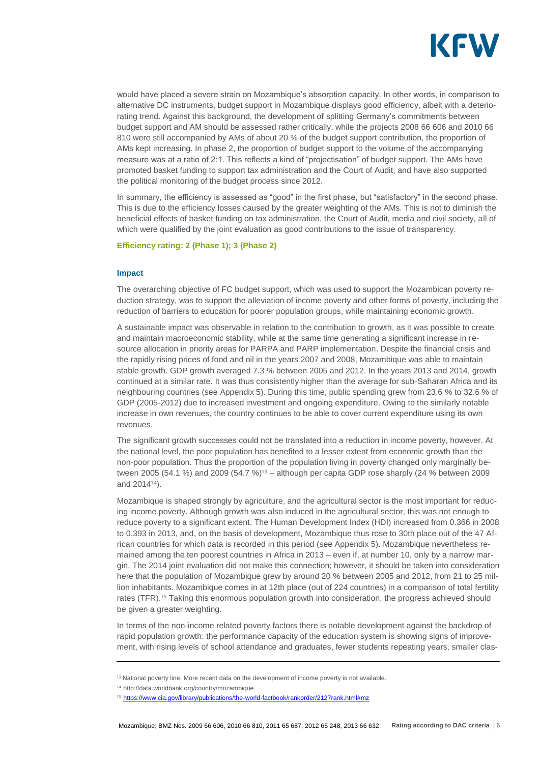would have placed a severe strain on Mozambique's absorption capacity. In other words, in comparison to alternative DC instruments, budget support in Mozambique displays good efficiency, albeit with a deteriorating trend. Against this background, the development of splitting Germany's commitments between budget support and AM should be assessed rather critically: while the projects 2008 66 606 and 2010 66 810 were still accompanied by AMs of about 20 % of the budget support contribution, the proportion of AMs kept increasing. In phase 2, the proportion of budget support to the volume of the accompanying measure was at a ratio of 2:1. This reflects a kind of "projectisation" of budget support. The AMs have promoted basket funding to support tax administration and the Court of Audit, and have also supported the political monitoring of the budget process since 2012.

In summary, the efficiency is assessed as "good" in the first phase, but "satisfactory" in the second phase. This is due to the efficiency losses caused by the greater weighting of the AMs. This is not to diminish the beneficial effects of basket funding on tax administration, the Court of Audit, media and civil society, all of which were qualified by the joint evaluation as good contributions to the issue of transparency.

**Efficiency rating: 2 (Phase 1); 3 (Phase 2)**

### Impact

The overarching objective of FC budget support, which was used to support the Mozambican poverty reduction strategy, was to support the alleviation of income poverty and other forms of poverty, including the reduction of barriers to education for poorer population groups, while maintaining economic growth.

A sustainable impact was observable in relation to the contribution to growth, as it was possible to create and maintain macroeconomic stability, while at the same time generating a significant increase in resource allocation in priority areas for PARPA and PARP implementation. Despite the financial crisis and the rapidly rising prices of food and oil in the years 2007 and 2008, Mozambique was able to maintain stable growth. GDP growth averaged 7.3 % between 2005 and 2012. In the years 2013 and 2014, growth continued at a similar rate. It was thus consistently higher than the average for sub-Saharan Africa and its neighbouring countries (see Appendix 5). During this time, public spending grew from 23.6 % to 32.6 % of GDP (2005-2012) due to increased investment and ongoing expenditure. Owing to the similarly notable increase in own revenues, the country continues to be able to cover current expenditure using its own revenues.

The significant growth successes could not be translated into a reduction in income poverty, however. At the national level, the poor population has benefited to a lesser extent from economic growth than the non-poor population. Thus the proportion of the population living in poverty changed only marginally between 2005 (54.1 %) and 2009 (54.7 %)[13] – although per capita GDP rose sharply (24 % between 2009 and 2014[14]).

Mozambique is shaped strongly by agriculture, and the agricultural sector is the most important for reducing income poverty. Although growth was also induced in the agricultural sector, this was not enough to reduce poverty to a significant extent. The Human Development Index (HDI) increased from 0.366 in 2008 to 0.393 in 2013, and, on the basis of development, Mozambique thus rose to 30th place out of the 47 African countries for which data is recorded in this period (see Appendix 5). Mozambique nevertheless remained among the ten poorest countries in Africa in 2013 – even if, at number 10, only by a narrow margin. The 2014 joint evaluation did not make this connection; however, it should be taken into consideration here that the population of Mozambique grew by around 20 % between 2005 and 2012, from 21 to 25 million inhabitants. Mozambique comes in at 12th place (out of 224 countries) in a comparison of total fertility rates (TFR).[15] Taking this enormous population growth into consideration, the progress achieved should be given a greater weighting.

In terms of the non-income related poverty factors there is notable development against the backdrop of rapid population growth: the performance capacity of the education system is showing signs of improvement, with rising levels of school attendance and graduates, fewer students repeating years, smaller clas-

---

[13] National poverty line. More recent data on the development of income poverty is not available.

[14] http://data.worldbank.org/country/mozambique

[15] https://www.cia.gov/library/publications/the-world-factbook/rankorder/2127rank.html#mz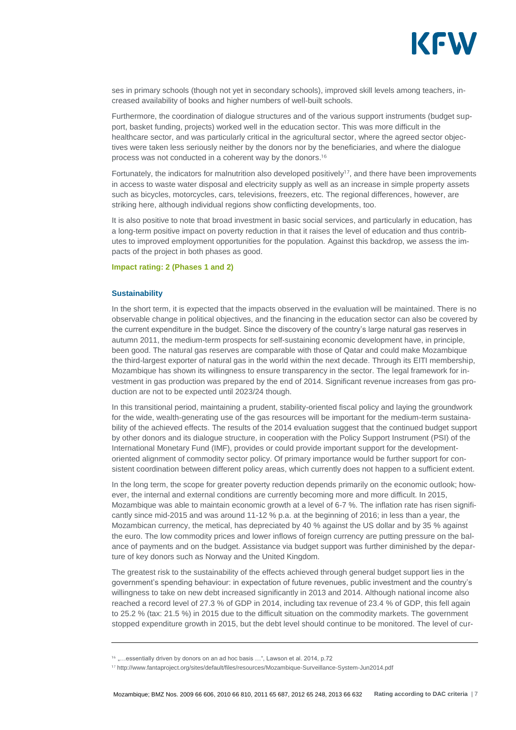ses in primary schools (though not yet in secondary schools), improved skill levels among teachers, increased availability of books and higher numbers of well-built schools.

Furthermore, the coordination of dialogue structures and of the various support instruments (budget support, basket funding, projects) worked well in the education sector. This was more difficult in the healthcare sector, and was particularly critical in the agricultural sector, where the agreed sector objectives were taken less seriously neither by the donors nor by the beneficiaries, and where the dialogue process was not conducted in a coherent way by the donors.[16]

Fortunately, the indicators for malnutrition also developed positively[17], and there have been improvements in access to waste water disposal and electricity supply as well as an increase in simple property assets such as bicycles, motorcycles, cars, televisions, freezers, etc. The regional differences, however, are striking here, although individual regions show conflicting developments, too.

It is also positive to note that broad investment in basic social services, and particularly in education, has a long-term positive impact on poverty reduction in that it raises the level of education and thus contributes to improved employment opportunities for the population. Against this backdrop, we assess the impacts of the project in both phases as good.

**Impact rating: 2 (Phases 1 and 2)**

### Sustainability

In the short term, it is expected that the impacts observed in the evaluation will be maintained. There is no observable change in political objectives, and the financing in the education sector can also be covered by the current expenditure in the budget. Since the discovery of the country's large natural gas reserves in autumn 2011, the medium-term prospects for self-sustaining economic development have, in principle, been good. The natural gas reserves are comparable with those of Qatar and could make Mozambique the third-largest exporter of natural gas in the world within the next decade. Through its EITI membership, Mozambique has shown its willingness to ensure transparency in the sector. The legal framework for investment in gas production was prepared by the end of 2014. Significant revenue increases from gas production are not to be expected until 2023/24 though.

In this transitional period, maintaining a prudent, stability-oriented fiscal policy and laying the groundwork for the wide, wealth-generating use of the gas resources will be important for the medium-term sustainability of the achieved effects. The results of the 2014 evaluation suggest that the continued budget support by other donors and its dialogue structure, in cooperation with the Policy Support Instrument (PSI) of the International Monetary Fund (IMF), provides or could provide important support for the development-oriented alignment of commodity sector policy. Of primary importance would be further support for consistent coordination between different policy areas, which currently does not happen to a sufficient extent.

In the long term, the scope for greater poverty reduction depends primarily on the economic outlook; however, the internal and external conditions are currently becoming more and more difficult. In 2015, Mozambique was able to maintain economic growth at a level of 6-7 %. The inflation rate has risen significantly since mid-2015 and was around 11-12 % p.a. at the beginning of 2016; in less than a year, the Mozambican currency, the metical, has depreciated by 40 % against the US dollar and by 35 % against the euro. The low commodity prices and lower inflows of foreign currency are putting pressure on the balance of payments and on the budget. Assistance via budget support was further diminished by the departure of key donors such as Norway and the United Kingdom.

The greatest risk to the sustainability of the effects achieved through general budget support lies in the government's spending behaviour: in expectation of future revenues, public investment and the country's willingness to take on new debt increased significantly in 2013 and 2014. Although national income also reached a record level of 27.3 % of GDP in 2014, including tax revenue of 23.4 % of GDP, this fell again to 25.2 % (tax: 21.5 %) in 2015 due to the difficult situation on the commodity markets. The government stopped expenditure growth in 2015, but the debt level should continue to be monitored. The level of cur-

---

[16] „…essentially driven by donors on an ad hoc basis …", Lawson et al. 2014, p.72

[17] http://www.fantaproject.org/sites/default/files/resources/Mozambique-Surveillance-System-Jun2014.pdf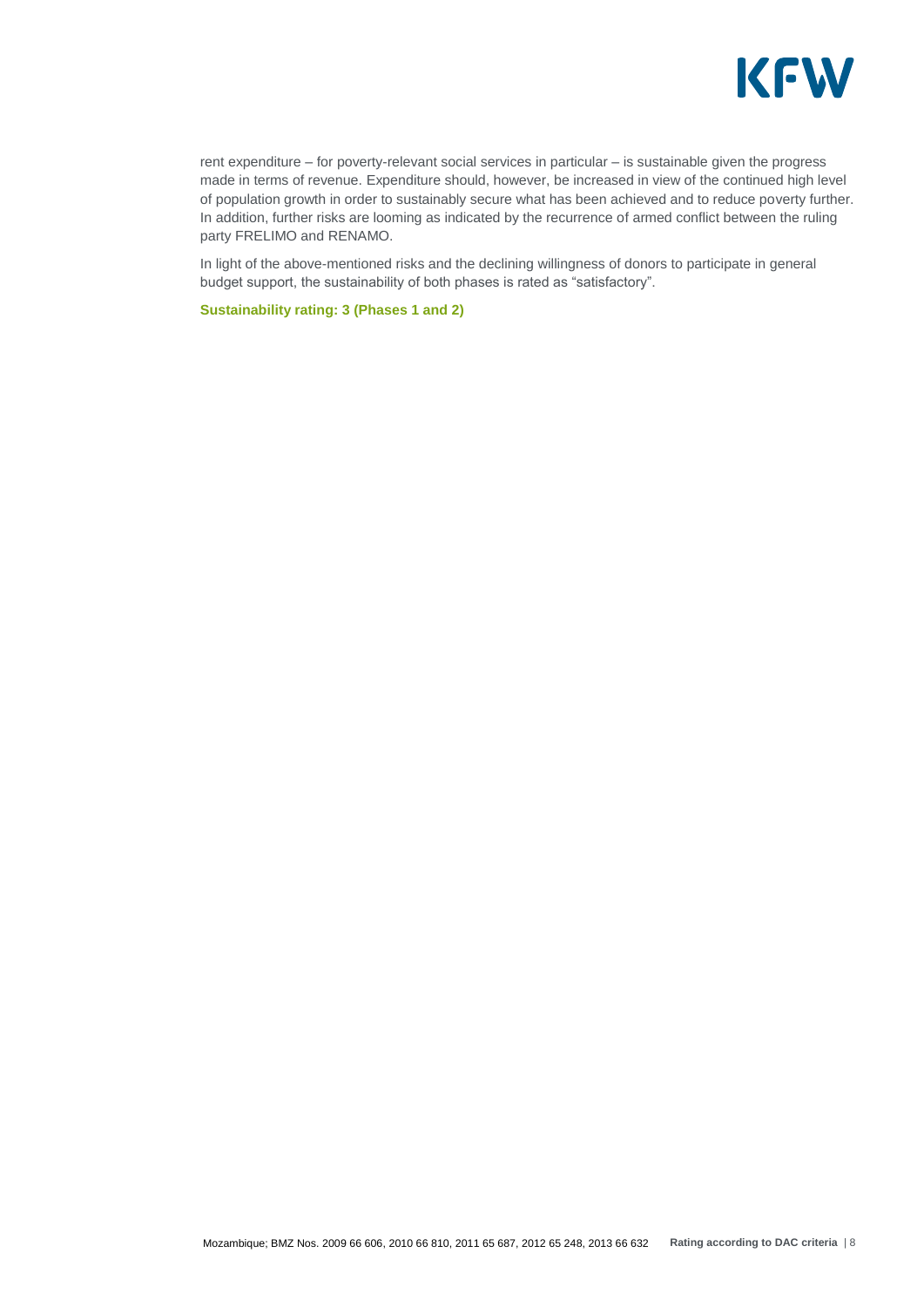rent expenditure – for poverty-relevant social services in particular – is sustainable given the progress made in terms of revenue. Expenditure should, however, be increased in view of the continued high level of population growth in order to sustainably secure what has been achieved and to reduce poverty further. In addition, further risks are looming as indicated by the recurrence of armed conflict between the ruling party FRELIMO and RENAMO.

In light of the above-mentioned risks and the declining willingness of donors to participate in general budget support, the sustainability of both phases is rated as "satisfactory".

**Sustainability rating: 3 (Phases 1 and 2)**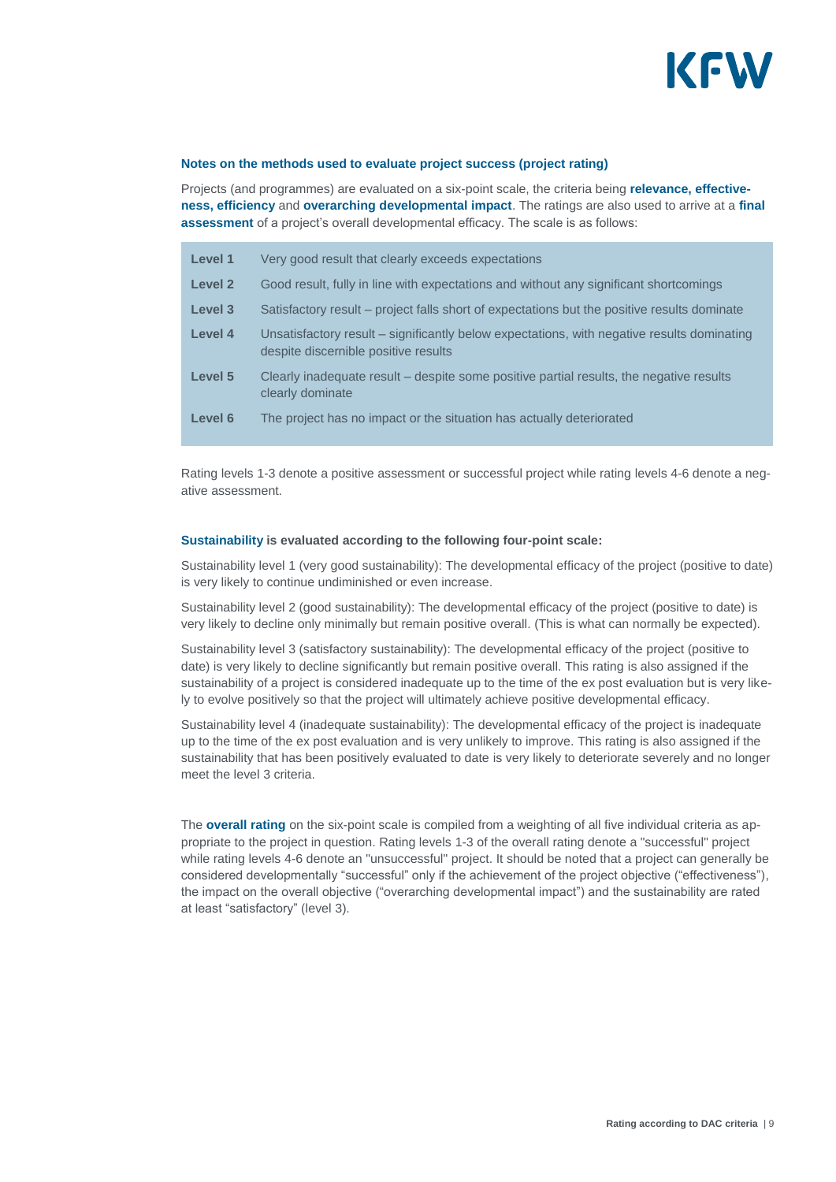### Notes on the methods used to evaluate project success (project rating)

Projects (and programmes) are evaluated on a six-point scale, the criteria being **relevance, effectiveness, efficiency** and **overarching developmental impact**. The ratings are also used to arrive at a **final assessment** of a project's overall developmental efficacy. The scale is as follows:

| | |
|---|---|
| **Level 1** | Very good result that clearly exceeds expectations |
| **Level 2** | Good result, fully in line with expectations and without any significant shortcomings |
| **Level 3** | Satisfactory result – project falls short of expectations but the positive results dominate |
| **Level 4** | Unsatisfactory result – significantly below expectations, with negative results dominating despite discernible positive results |
| **Level 5** | Clearly inadequate result – despite some positive partial results, the negative results clearly dominate |
| **Level 6** | The project has no impact or the situation has actually deteriorated |

Rating levels 1-3 denote a positive assessment or successful project while rating levels 4-6 denote a negative assessment.

### Sustainability is evaluated according to the following four-point scale:

Sustainability level 1 (very good sustainability): The developmental efficacy of the project (positive to date) is very likely to continue undiminished or even increase.

Sustainability level 2 (good sustainability): The developmental efficacy of the project (positive to date) is very likely to decline only minimally but remain positive overall. (This is what can normally be expected).

Sustainability level 3 (satisfactory sustainability): The developmental efficacy of the project (positive to date) is very likely to decline significantly but remain positive overall. This rating is also assigned if the sustainability of a project is considered inadequate up to the time of the ex post evaluation but is very likely to evolve positively so that the project will ultimately achieve positive developmental efficacy.

Sustainability level 4 (inadequate sustainability): The developmental efficacy of the project is inadequate up to the time of the ex post evaluation and is very unlikely to improve. This rating is also assigned if the sustainability that has been positively evaluated to date is very likely to deteriorate severely and no longer meet the level 3 criteria.

The **overall rating** on the six-point scale is compiled from a weighting of all five individual criteria as appropriate to the project in question. Rating levels 1-3 of the overall rating denote a "successful" project while rating levels 4-6 denote an "unsuccessful" project. It should be noted that a project can generally be considered developmentally "successful" only if the achievement of the project objective ("effectiveness"), the impact on the overall objective ("overarching developmental impact") and the sustainability are rated at least "satisfactory" (level 3).